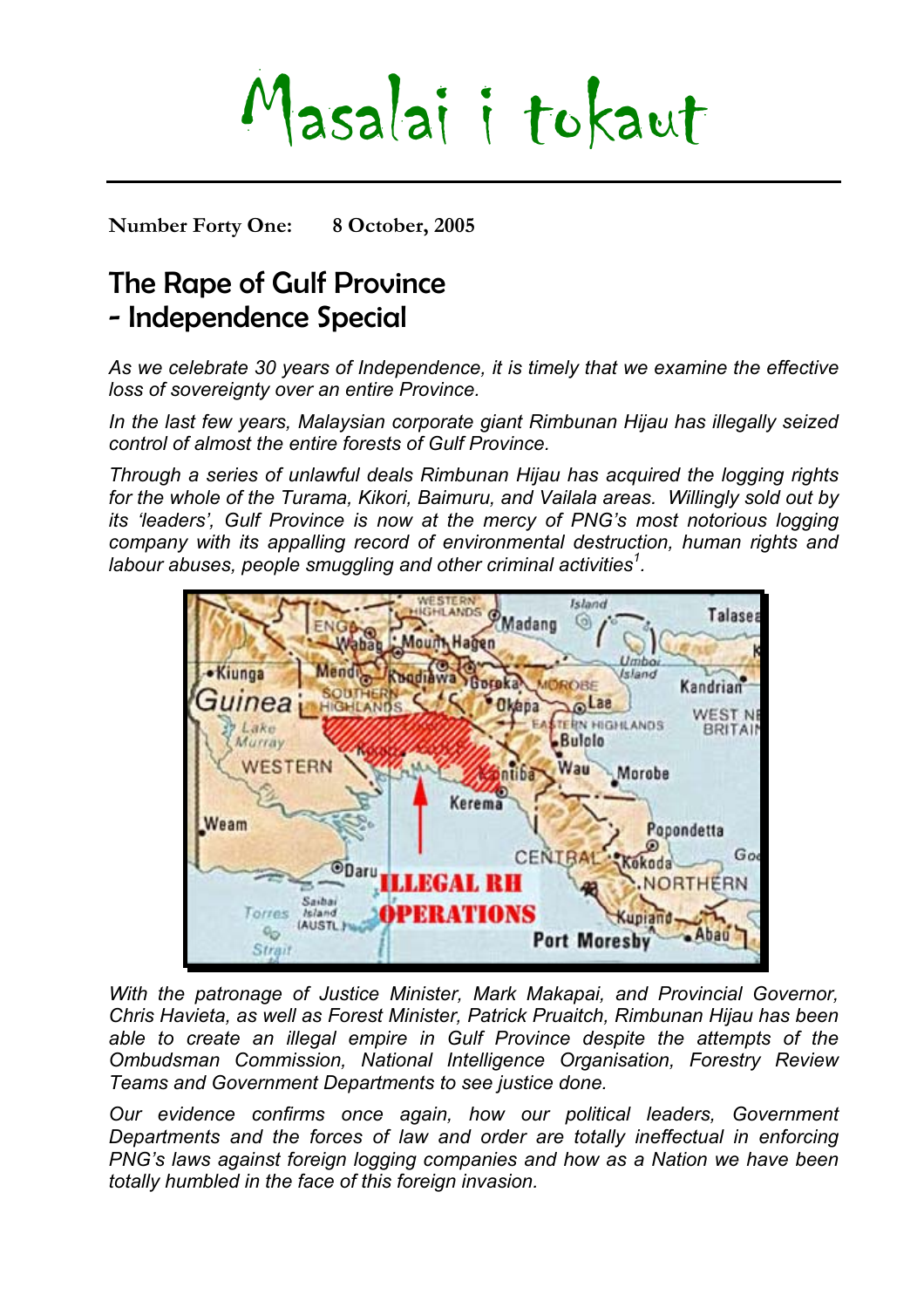# Masalai i tokaut

**Number Forty One: 8 October, 2005**

## The Rape of Gulf Province - Independence Special

*As we celebrate 30 years of Independence, it is timely that we examine the effective loss of sovereignty over an entire Province.*

*In the last few years, Malaysian corporate giant Rimbunan Hijau has illegally seized control of almost the entire forests of Gulf Province.*

*Through a series of unlawful deals Rimbunan Hijau has acquired the logging rights for the whole of the Turama, Kikori, Baimuru, and Vailala areas. Willingly sold out by its 'leaders', Gulf Province is now at the mercy of PNG's most notorious logging company with its appalling record of environmental destruction, human rights and labour abuses, people smuggling and other criminal activities*[1]*.*

*With the patronage of Justice Minister, Mark Makapai, and Provincial Governor, Chris Havieta, as well as Forest Minister, Patrick Pruaitch, Rimbunan Hijau has been able to create an illegal empire in Gulf Province despite the attempts of the Ombudsman Commission, National Intelligence Organisation, Forestry Review Teams and Government Departments to see justice done.*

*Our evidence confirms once again, how our political leaders, Government Departments and the forces of law and order are totally ineffectual in enforcing PNG's laws against foreign logging companies and how as a Nation we have been totally humbled in the face of this foreign invasion.*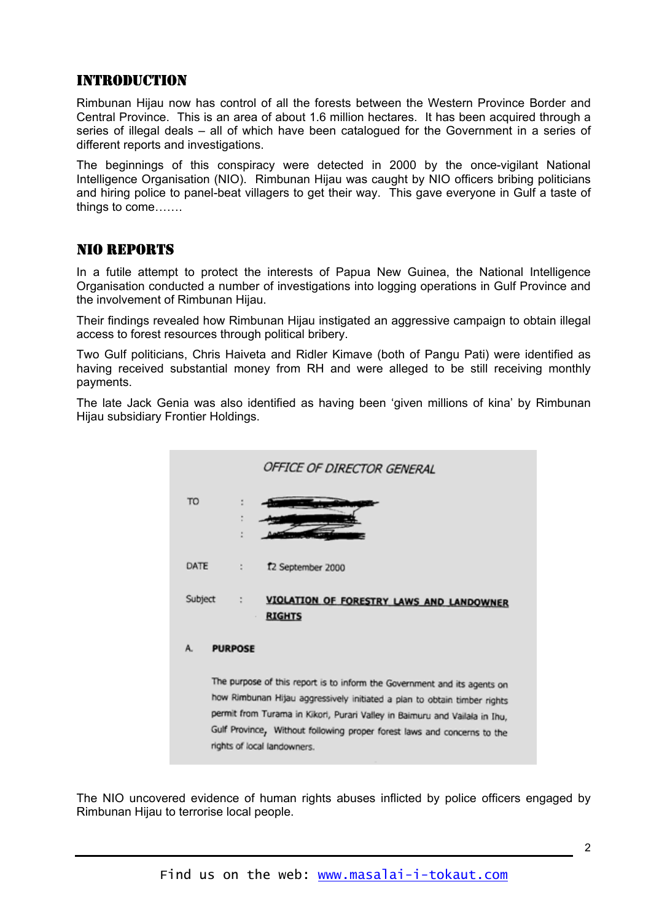## INTRODUCTION

Rimbunan Hijau now has control of all the forests between the Western Province Border and Central Province. This is an area of about 1.6 million hectares. It has been acquired through a series of illegal deals – all of which have been catalogued for the Government in a series of different reports and investigations.

The beginnings of this conspiracy were detected in 2000 by the once-vigilant National Intelligence Organisation (NIO). Rimbunan Hijau was caught by NIO officers bribing politicians and hiring police to panel-beat villagers to get their way. This gave everyone in Gulf a taste of things to come…….

## NIO REPORTS

In a futile attempt to protect the interests of Papua New Guinea, the National Intelligence Organisation conducted a number of investigations into logging operations in Gulf Province and the involvement of Rimbunan Hijau.

Their findings revealed how Rimbunan Hijau instigated an aggressive campaign to obtain illegal access to forest resources through political bribery.

Two Gulf politicians, Chris Haiveta and Ridler Kimave (both of Pangu Pati) were identified as having received substantial money from RH and were alleged to be still receiving monthly payments.

The late Jack Genia was also identified as having been 'given millions of kina' by Rimbunan Hijau subsidiary Frontier Holdings.

> *OFFICE OF DIRECTOR GENERAL*
>
> TO :
> :
> :
>
> DATE : 12 September 2000
>
> Subject : **VIOLATION OF FORESTRY LAWS AND LANDOWNER RIGHTS**
>
> A. **PURPOSE**
>
> The purpose of this report is to inform the Government and its agents on how Rimbunan Hijau aggressively initiated a plan to obtain timber rights permit from Turama in Kikori, Purari Valley in Baimuru and Vailala in Ihu, Gulf Province, Without following proper forest laws and concerns to the rights of local landowners.

The NIO uncovered evidence of human rights abuses inflicted by police officers engaged by Rimbunan Hijau to terrorise local people.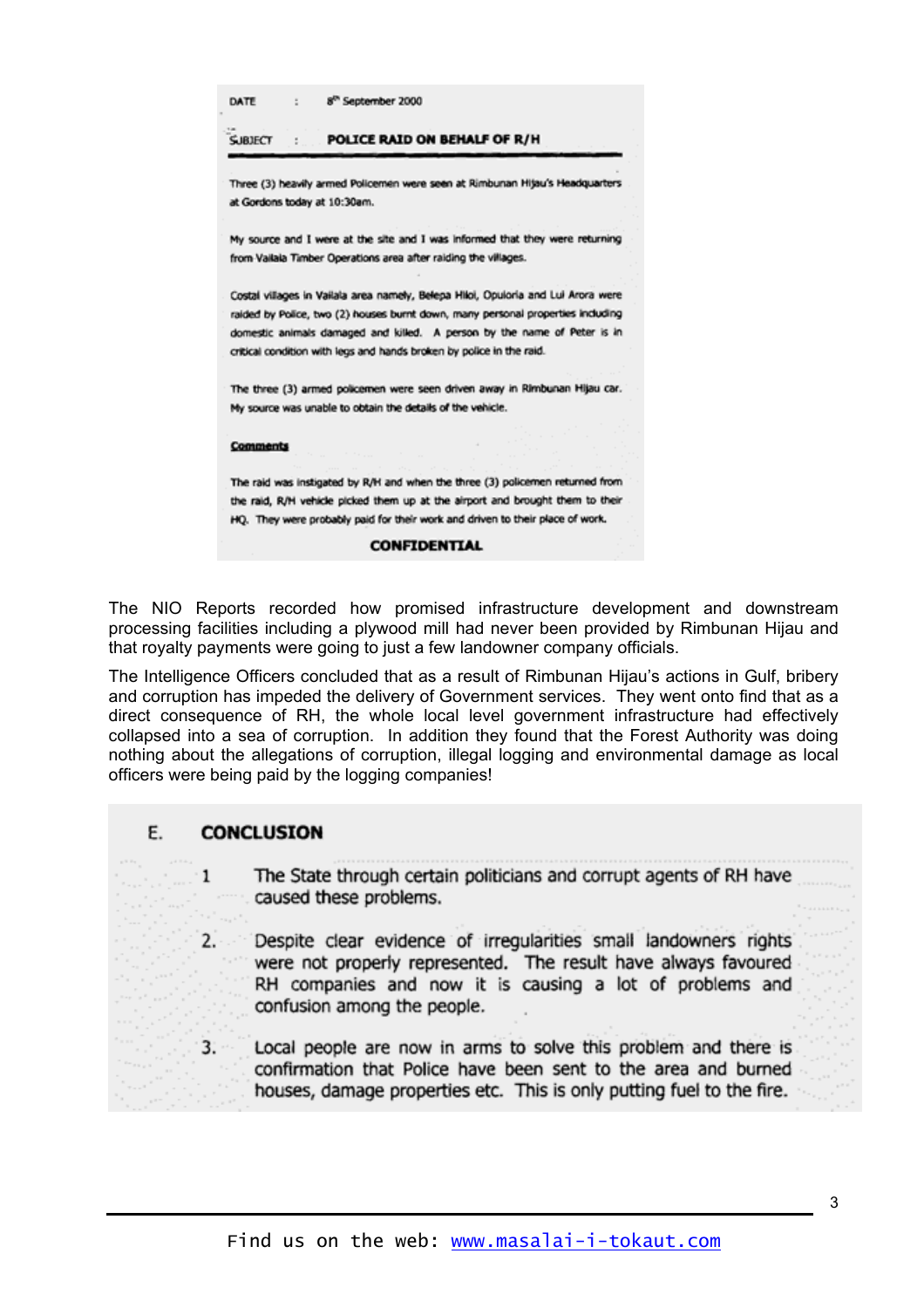DATE : 8th September 2000

SUBJECT : **POLICE RAID ON BEHALF OF R/H**

Three (3) heavily armed Policemen were seen at Rimbunan Hijau's Headquarters at Gordons today at 10:30am.

My source and I were at the site and I was informed that they were returning from Vailala Timber Operations area after raiding the villages.

Costal villages in Vailala area namely, Belepa Hiloi, Opuloria and Lui Arora were raided by Police, two (2) houses burnt down, many personal properties including domestic animals damaged and killed. A person by the name of Peter is in critical condition with legs and hands broken by police in the raid.

The three (3) armed policemen were seen driven away in Rimbunan Hijau car. My source was unable to obtain the details of the vehicle.

**Comments**

The raid was instigated by R/H and when the three (3) policemen returned from the raid, R/H vehicle picked them up at the airport and brought them to their HQ. They were probably paid for their work and driven to their place of work.

**CONFIDENTIAL**

The NIO Reports recorded how promised infrastructure development and downstream processing facilities including a plywood mill had never been provided by Rimbunan Hijau and that royalty payments were going to just a few landowner company officials.

The Intelligence Officers concluded that as a result of Rimbunan Hijau's actions in Gulf, bribery and corruption has impeded the delivery of Government services. They went onto find that as a direct consequence of RH, the whole local level government infrastructure had effectively collapsed into a sea of corruption. In addition they found that the Forest Authority was doing nothing about the allegations of corruption, illegal logging and environmental damage as local officers were being paid by the logging companies!

## E. CONCLUSION

1. The State through certain politicians and corrupt agents of RH have caused these problems.
2. Despite clear evidence of irregularities small landowners rights were not properly represented. The result have always favoured RH companies and now it is causing a lot of problems and confusion among the people.
3. Local people are now in arms to solve this problem and there is confirmation that Police have been sent to the area and burned houses, damage properties etc. This is only putting fuel to the fire.

Find us on the web: www.masalai-i-tokaut.com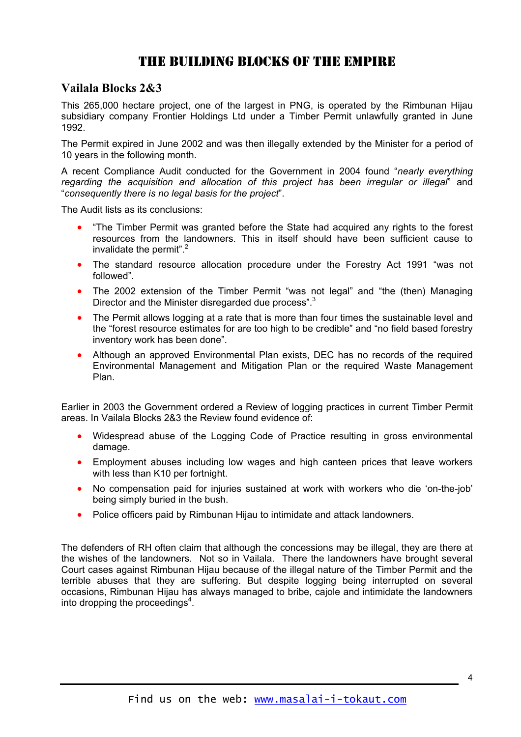# THE BUILDING BLOCKS OF THE EMPIRE

## Vailala Blocks 2&3

This 265,000 hectare project, one of the largest in PNG, is operated by the Rimbunan Hijau subsidiary company Frontier Holdings Ltd under a Timber Permit unlawfully granted in June 1992.

The Permit expired in June 2002 and was then illegally extended by the Minister for a period of 10 years in the following month.

A recent Compliance Audit conducted for the Government in 2004 found "*nearly everything regarding the acquisition and allocation of this project has been irregular or illegal*" and "*consequently there is no legal basis for the project*".

The Audit lists as its conclusions:

- "The Timber Permit was granted before the State had acquired any rights to the forest resources from the landowners. This in itself should have been sufficient cause to invalidate the permit".[2]
- The standard resource allocation procedure under the Forestry Act 1991 "was not followed".
- The 2002 extension of the Timber Permit "was not legal" and "the (then) Managing Director and the Minister disregarded due process".[3]
- The Permit allows logging at a rate that is more than four times the sustainable level and the "forest resource estimates for are too high to be credible" and "no field based forestry inventory work has been done".
- Although an approved Environmental Plan exists, DEC has no records of the required Environmental Management and Mitigation Plan or the required Waste Management Plan.

Earlier in 2003 the Government ordered a Review of logging practices in current Timber Permit areas. In Vailala Blocks 2&3 the Review found evidence of:

- Widespread abuse of the Logging Code of Practice resulting in gross environmental damage.
- Employment abuses including low wages and high canteen prices that leave workers with less than K10 per fortnight.
- No compensation paid for injuries sustained at work with workers who die 'on-the-job' being simply buried in the bush.
- Police officers paid by Rimbunan Hijau to intimidate and attack landowners.

The defenders of RH often claim that although the concessions may be illegal, they are there at the wishes of the landowners. Not so in Vailala. There the landowners have brought several Court cases against Rimbunan Hijau because of the illegal nature of the Timber Permit and the terrible abuses that they are suffering. But despite logging being interrupted on several occasions, Rimbunan Hijau has always managed to bribe, cajole and intimidate the landowners into dropping the proceedings[4].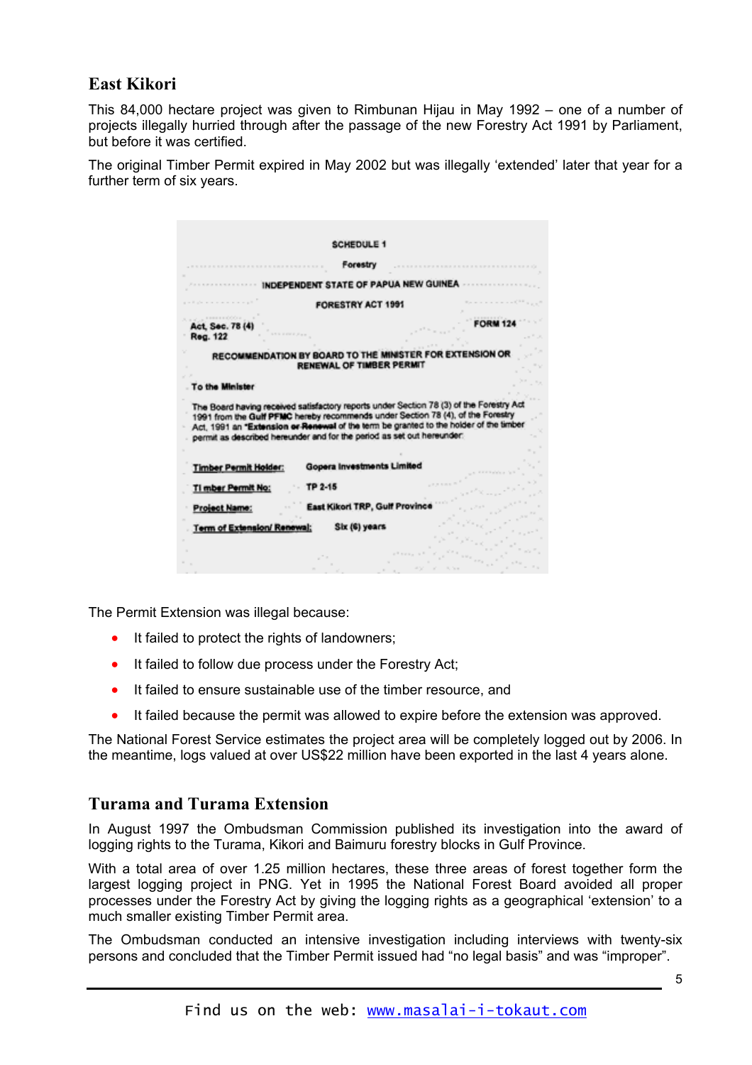## East Kikori

This 84,000 hectare project was given to Rimbunan Hijau in May 1992 – one of a number of projects illegally hurried through after the passage of the new Forestry Act 1991 by Parliament, but before it was certified.

The original Timber Permit expired in May 2002 but was illegally 'extended' later that year for a further term of six years.

SCHEDULE 1

Forestry

INDEPENDENT STATE OF PAPUA NEW GUINEA

FORESTRY ACT 1991

Act, Sec. 78 (4)
Reg. 122

FORM 124

RECOMMENDATION BY BOARD TO THE MINISTER FOR EXTENSION OR RENEWAL OF TIMBER PERMIT

To the Minister

The Board having received satisfactory reports under Section 78 (3) of the Forestry Act 1991 from the **Gulf PFMC** hereby recommends under Section 78 (4), of the Forestry Act, 1991 an "**Extension or Renewal** of the term be granted to the holder of the timber permit as described hereunder and for the period as set out hereunder:

Timber Permit Holder: Gopera Investments Limited

Timber Permit No: TP 2-15

Project Name: East Kikori TRP, Gulf Province

Term of Extension/ Renewal: Six (6) years

The Permit Extension was illegal because:

- It failed to protect the rights of landowners;
- It failed to follow due process under the Forestry Act;
- It failed to ensure sustainable use of the timber resource, and
- It failed because the permit was allowed to expire before the extension was approved.

The National Forest Service estimates the project area will be completely logged out by 2006. In the meantime, logs valued at over US$22 million have been exported in the last 4 years alone.

## Turama and Turama Extension

In August 1997 the Ombudsman Commission published its investigation into the award of logging rights to the Turama, Kikori and Baimuru forestry blocks in Gulf Province.

With a total area of over 1.25 million hectares, these three areas of forest together form the largest logging project in PNG. Yet in 1995 the National Forest Board avoided all proper processes under the Forestry Act by giving the logging rights as a geographical 'extension' to a much smaller existing Timber Permit area.

The Ombudsman conducted an intensive investigation including interviews with twenty-six persons and concluded that the Timber Permit issued had "no legal basis" and was "improper".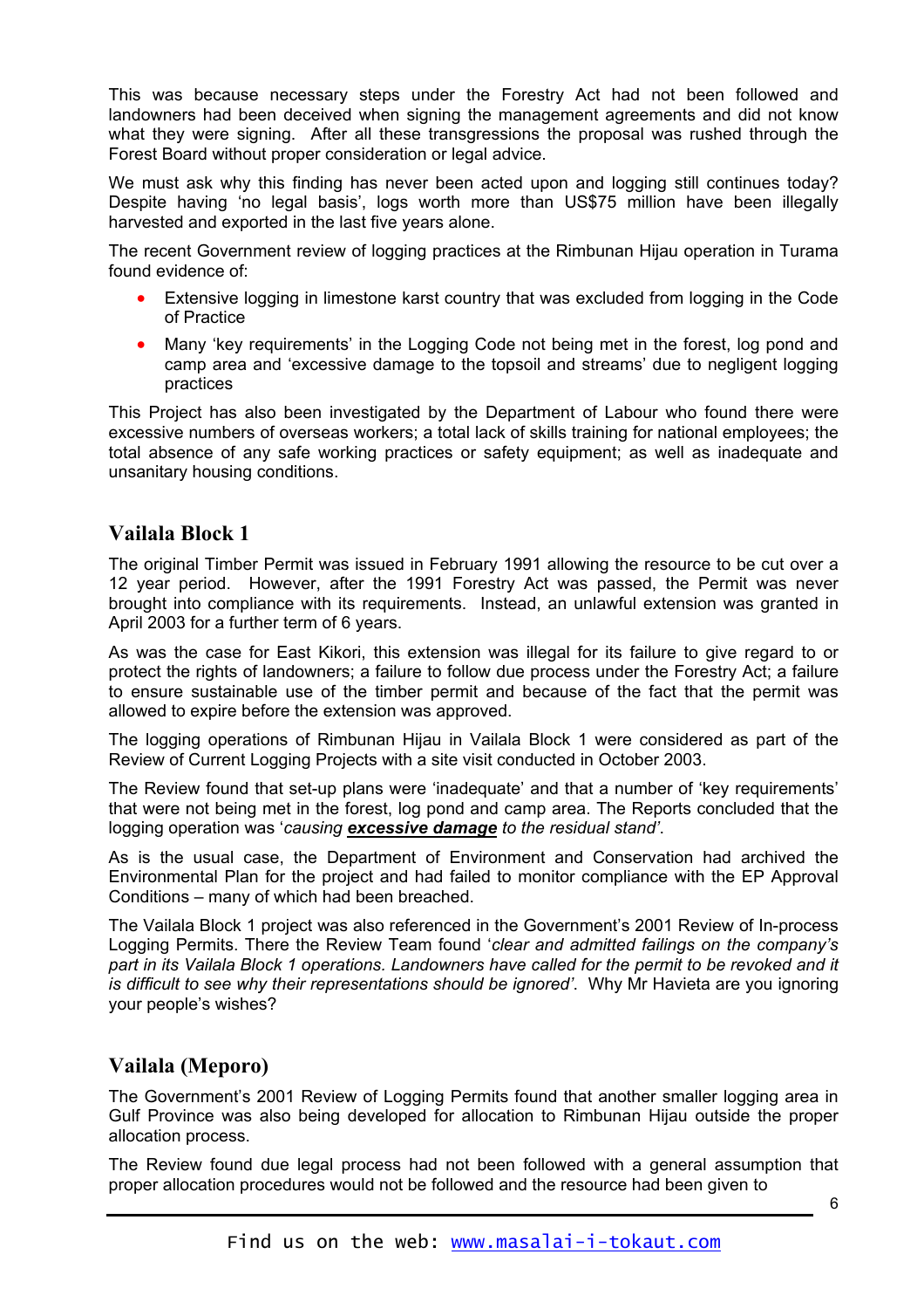This was because necessary steps under the Forestry Act had not been followed and landowners had been deceived when signing the management agreements and did not know what they were signing. After all these transgressions the proposal was rushed through the Forest Board without proper consideration or legal advice.

We must ask why this finding has never been acted upon and logging still continues today? Despite having 'no legal basis', logs worth more than US$75 million have been illegally harvested and exported in the last five years alone.

The recent Government review of logging practices at the Rimbunan Hijau operation in Turama found evidence of:

- Extensive logging in limestone karst country that was excluded from logging in the Code of Practice
- Many 'key requirements' in the Logging Code not being met in the forest, log pond and camp area and 'excessive damage to the topsoil and streams' due to negligent logging practices

This Project has also been investigated by the Department of Labour who found there were excessive numbers of overseas workers; a total lack of skills training for national employees; the total absence of any safe working practices or safety equipment; as well as inadequate and unsanitary housing conditions.

## Vailala Block 1

The original Timber Permit was issued in February 1991 allowing the resource to be cut over a 12 year period. However, after the 1991 Forestry Act was passed, the Permit was never brought into compliance with its requirements. Instead, an unlawful extension was granted in April 2003 for a further term of 6 years.

As was the case for East Kikori, this extension was illegal for its failure to give regard to or protect the rights of landowners; a failure to follow due process under the Forestry Act; a failure to ensure sustainable use of the timber permit and because of the fact that the permit was allowed to expire before the extension was approved.

The logging operations of Rimbunan Hijau in Vailala Block 1 were considered as part of the Review of Current Logging Projects with a site visit conducted in October 2003.

The Review found that set-up plans were 'inadequate' and that a number of 'key requirements' that were not being met in the forest, log pond and camp area. The Reports concluded that the logging operation was '*causing **excessive damage** to the residual stand'*.

As is the usual case, the Department of Environment and Conservation had archived the Environmental Plan for the project and had failed to monitor compliance with the EP Approval Conditions – many of which had been breached.

The Vailala Block 1 project was also referenced in the Government's 2001 Review of In-process Logging Permits. There the Review Team found '*clear and admitted failings on the company's part in its Vailala Block 1 operations. Landowners have called for the permit to be revoked and it is difficult to see why their representations should be ignored'*. Why Mr Havieta are you ignoring your people's wishes?

## Vailala (Meporo)

The Government's 2001 Review of Logging Permits found that another smaller logging area in Gulf Province was also being developed for allocation to Rimbunan Hijau outside the proper allocation process.

The Review found due legal process had not been followed with a general assumption that proper allocation procedures would not be followed and the resource had been given to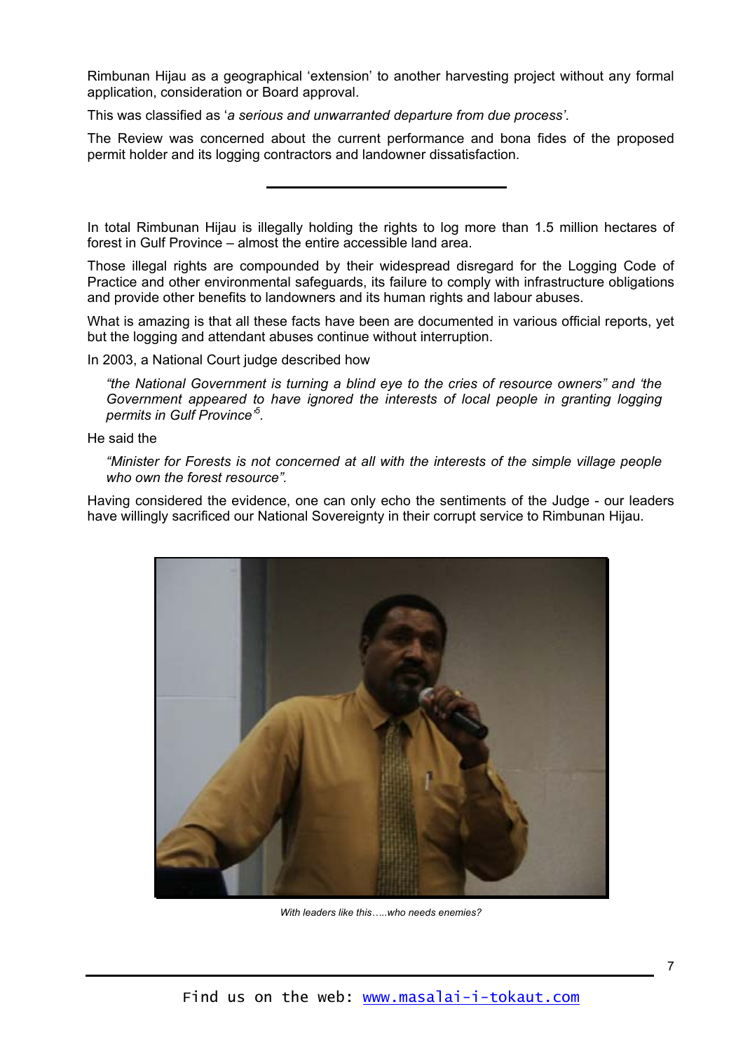Rimbunan Hijau as a geographical 'extension' to another harvesting project without any formal application, consideration or Board approval.

This was classified as '*a serious and unwarranted departure from due process'*.

The Review was concerned about the current performance and bona fides of the proposed permit holder and its logging contractors and landowner dissatisfaction.

---

In total Rimbunan Hijau is illegally holding the rights to log more than 1.5 million hectares of forest in Gulf Province – almost the entire accessible land area.

Those illegal rights are compounded by their widespread disregard for the Logging Code of Practice and other environmental safeguards, its failure to comply with infrastructure obligations and provide other benefits to landowners and its human rights and labour abuses.

What is amazing is that all these facts have been are documented in various official reports, yet but the logging and attendant abuses continue without interruption.

In 2003, a National Court judge described how

> *"the National Government is turning a blind eye to the cries of resource owners" and 'the Government appeared to have ignored the interests of local people in granting logging permits in Gulf Province'*[5].

He said the

> *"Minister for Forests is not concerned at all with the interests of the simple village people who own the forest resource".*

Having considered the evidence, one can only echo the sentiments of the Judge - our leaders have willingly sacrificed our National Sovereignty in their corrupt service to Rimbunan Hijau.

*With leaders like this…..who needs enemies?*

Find us on the web: www.masalai-i-tokaut.com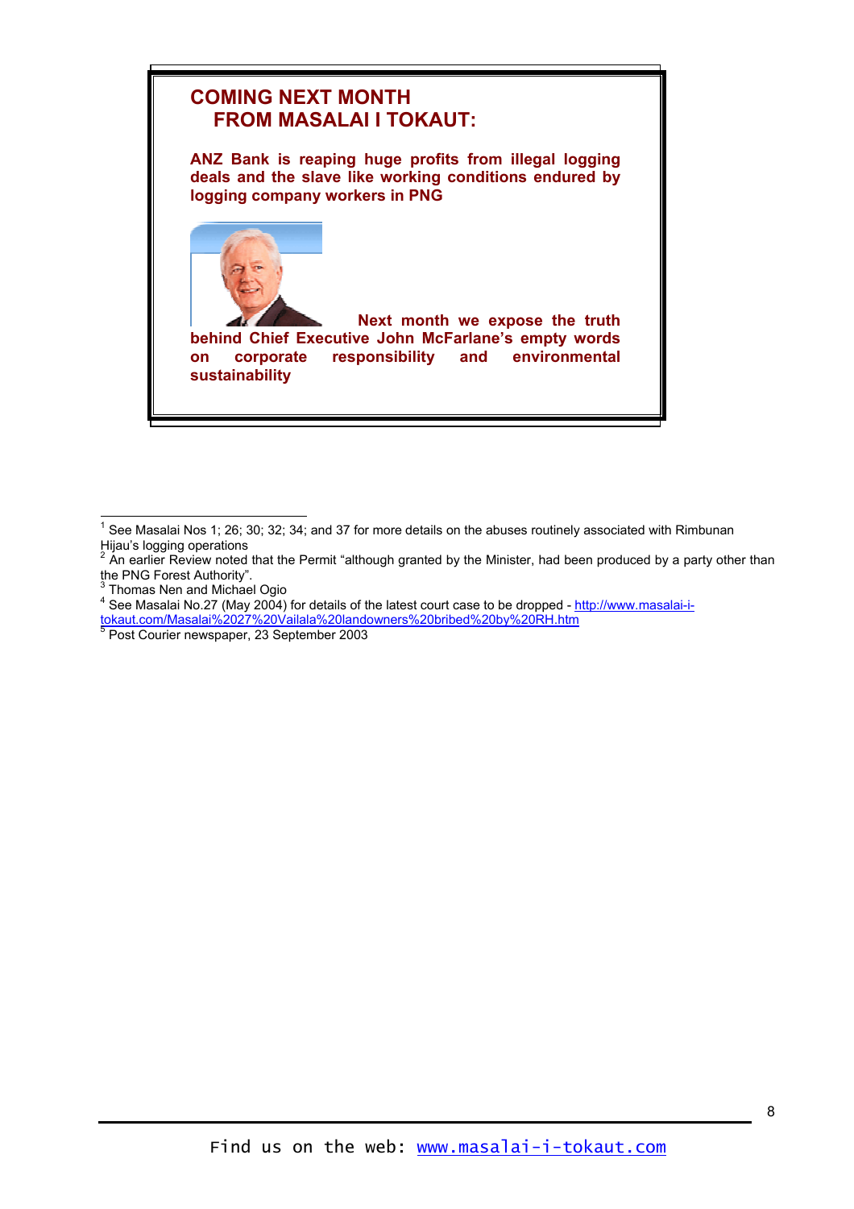## COMING NEXT MONTH FROM MASALAI I TOKAUT:

**ANZ Bank is reaping huge profits from illegal logging deals and the slave like working conditions endured by logging company workers in PNG**

**Next month we expose the truth behind Chief Executive John McFarlane's empty words on corporate responsibility and environmental sustainability**

---

[1] See Masalai Nos 1; 26; 30; 32; 34; and 37 for more details on the abuses routinely associated with Rimbunan Hijau's logging operations

[2] An earlier Review noted that the Permit "although granted by the Minister, had been produced by a party other than the PNG Forest Authority".

[3] Thomas Nen and Michael Ogio

[4] See Masalai No.27 (May 2004) for details of the latest court case to be dropped - http://www.masalai-i-tokaut.com/Masalai%2027%20Vailala%20landowners%20bribed%20by%20RH.htm

[5] Post Courier newspaper, 23 September 2003

Find us on the web: www.masalai-i-tokaut.com